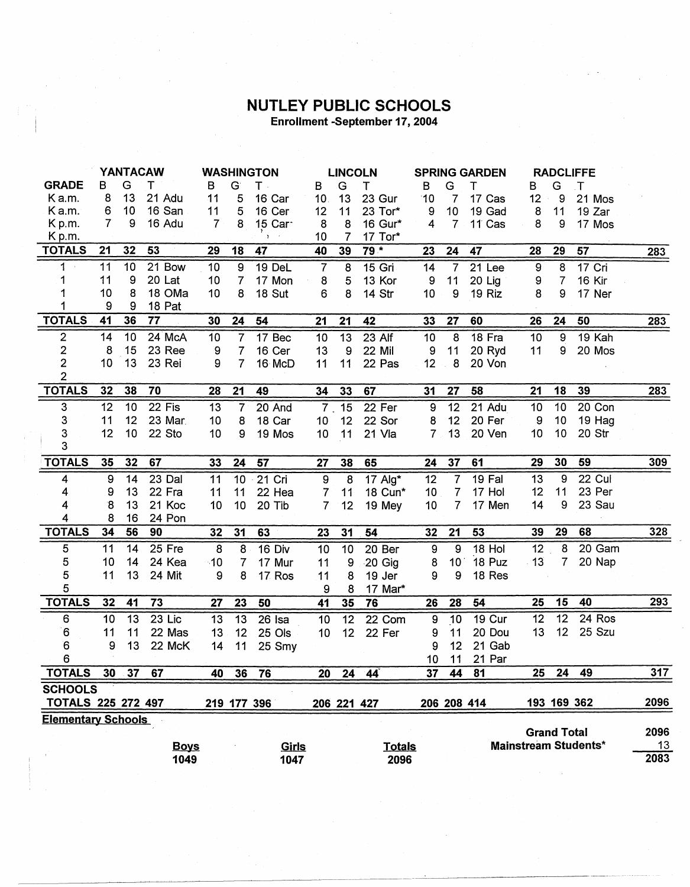# NUTLEY PUBLIC SCHOOLS

**Enrollment -September 17, 2004**

| GRADE | YANTACAW B | G | T | | WASHINGTON B | G | T | | LINCOLN B | G | T | | SPRING GARDEN B | G | T | | RADCLIFFE B | G | T | | |
|---|---|---|---|---|---|---|---|---|---|---|---|---|---|---|---|---|---|---|---|---|---|
| K a.m. | 8 | 13 | 21 | Adu | 11 | 5 | 16 | Car | 10 | 13 | 23 | Gur | 10 | 7 | 17 | Cas | 12 | 9 | 21 | Mos | |
| K a.m. | 6 | 10 | 16 | San | 11 | 5 | 16 | Cer | 12 | 11 | 23 | Tor* | 9 | 10 | 19 | Gad | 8 | 11 | 19 | Zar | |
| K p.m. | 7 | 9 | 16 | Adu | 7 | 8 | 15 | Car | 8 | 8 | 16 | Gur* | 4 | 7 | 11 | Cas | 8 | 9 | 17 | Mos | |
| K p.m. | | | | | | | | | 10 | 7 | 17 | Tor* | | | | | | | | | |
| **TOTALS** | **21** | **32** | **53** | | **29** | **18** | **47** | | **40** | **39** | **79 *** | | **23** | **24** | **47** | | **28** | **29** | **57** | | **283** |
| 1 | 11 | 10 | 21 | Bow | 10 | 9 | 19 | DeL | 7 | 8 | 15 | Gri | 14 | 7 | 21 | Lee | 9 | 8 | 17 | Cri | |
| 1 | 11 | 9 | 20 | Lat | 10 | 7 | 17 | Mon | 8 | 5 | 13 | Kor | 9 | 11 | 20 | Lig | 9 | 7 | 16 | Kir | |
| 1 | 10 | 8 | 18 | OMa | 10 | 8 | 18 | Sut | 6 | 8 | 14 | Str | 10 | 9 | 19 | Riz | 8 | 9 | 17 | Ner | |
| 1 | 9 | 9 | 18 | Pat | | | | | | | | | | | | | | | | | |
| **TOTALS** | **41** | **36** | **77** | | **30** | **24** | **54** | | **21** | **21** | **42** | | **33** | **27** | **60** | | **26** | **24** | **50** | | **283** |
| 2 | 14 | 10 | 24 | McA | 10 | 7 | 17 | Bec | 10 | 13 | 23 | Alf | 10 | 8 | 18 | Fra | 10 | 9 | 19 | Kah | |
| 2 | 8 | 15 | 23 | Ree | 9 | 7 | 16 | Cer | 13 | 9 | 22 | Mil | 9 | 11 | 20 | Ryd | 11 | 9 | 20 | Mos | |
| 2 | 10 | 13 | 23 | Rei | 9 | 7 | 16 | McD | 11 | 11 | 22 | Pas | 12 | 8 | 20 | Von | | | | | |
| 2 | | | | | | | | | | | | | | | | | | | | | |
| **TOTALS** | **32** | **38** | **70** | | **28** | **21** | **49** | | **34** | **33** | **67** | | **31** | **27** | **58** | | **21** | **18** | **39** | | **283** |
| 3 | 12 | 10 | 22 | Fis | 13 | 7 | 20 | And | 7 | 15 | 22 | Fer | 9 | 12 | 21 | Adu | 10 | 10 | 20 | Con | |
| 3 | 11 | 12 | 23 | Mar | 10 | 8 | 18 | Car | 10 | 12 | 22 | Sor | 8 | 12 | 20 | Fer | 9 | 10 | 19 | Hag | |
| 3 | 12 | 10 | 22 | Sto | 10 | 9 | 19 | Mos | 10 | 11 | 21 | Vla | 7 | 13 | 20 | Ven | 10 | 10 | 20 | Str | |
| 3 | | | | | | | | | | | | | | | | | | | | | |
| **TOTALS** | **35** | **32** | **67** | | **33** | **24** | **57** | | **27** | **38** | **65** | | **24** | **37** | **61** | | **29** | **30** | **59** | | **309** |
| 4 | 9 | 14 | 23 | Dal | 11 | 10 | 21 | Cri | 9 | 8 | 17 | Alg* | 12 | 7 | 19 | Fal | 13 | 9 | 22 | Cul | |
| 4 | 9 | 13 | 22 | Fra | 11 | 11 | 22 | Hea | 7 | 11 | 18 | Cun* | 10 | 7 | 17 | Hol | 12 | 11 | 23 | Per | |
| 4 | 8 | 13 | 21 | Koc | 10 | 10 | 20 | Tib | 7 | 12 | 19 | Mey | 10 | 7 | 17 | Men | 14 | 9 | 23 | Sau | |
| 4 | 8 | 16 | 24 | Pon | | | | | | | | | | | | | | | | | |
| **TOTALS** | **34** | **56** | **90** | | **32** | **31** | **63** | | **23** | **31** | **54** | | **32** | **21** | **53** | | **39** | **29** | **68** | | **328** |
| 5 | 11 | 14 | 25 | Fre | 8 | 8 | 16 | Div | 10 | 10 | 20 | Ber | 9 | 9 | 18 | Hol | 12 | 8 | 20 | Gam | |
| 5 | 10 | 14 | 24 | Kea | 10 | 7 | 17 | Mur | 11 | 9 | 20 | Gig | 8 | 10 | 18 | Puz | 13 | 7 | 20 | Nap | |
| 5 | 11 | 13 | 24 | Mit | 9 | 8 | 17 | Ros | 11 | 8 | 19 | Jer | 9 | 9 | 18 | Res | | | | | |
| 5 | | | | | | | | | 9 | 8 | 17 | Mar* | | | | | | | | | |
| **TOTALS** | **32** | **41** | **73** | | **27** | **23** | **50** | | **41** | **35** | **76** | | **26** | **28** | **54** | | **25** | **15** | **40** | | **293** |
| 6 | 10 | 13 | 23 | Lic | 13 | 13 | 26 | Isa | 10 | 12 | 22 | Com | 9 | 10 | 19 | Cur | 12 | 12 | 24 | Ros | |
| 6 | 11 | 11 | 22 | Mas | 13 | 12 | 25 | Ols | 10 | 12 | 22 | Fer | 9 | 11 | 20 | Dou | 13 | 12 | 25 | Szu | |
| 6 | 9 | 13 | 22 | McK | 14 | 11 | 25 | Smy | | | | | 9 | 12 | 21 | Gab | | | | | |
| 6 | | | | | | | | | | | | | 10 | 11 | 21 | Par | | | | | |
| **TOTALS** | **30** | **37** | **67** | | **40** | **36** | **76** | | **20** | **24** | **44** | | **37** | **44** | **81** | | **25** | **24** | **49** | | **317** |
| **SCHOOLS TOTALS** | **225** | **272** | **497** | | **219** | **177** | **396** | | **206** | **221** | **427** | | **206** | **208** | **414** | | **193** | **169** | **362** | | **2096** |

**Elementary Schools**

| Boys | Girls | Totals |
|---|---|---|
| 1049 | 1047 | 2096 |

| | |
|---|---|
| **Grand Total** | **2096** |
| **Mainstream Students*** | **13** |
| | **2083** |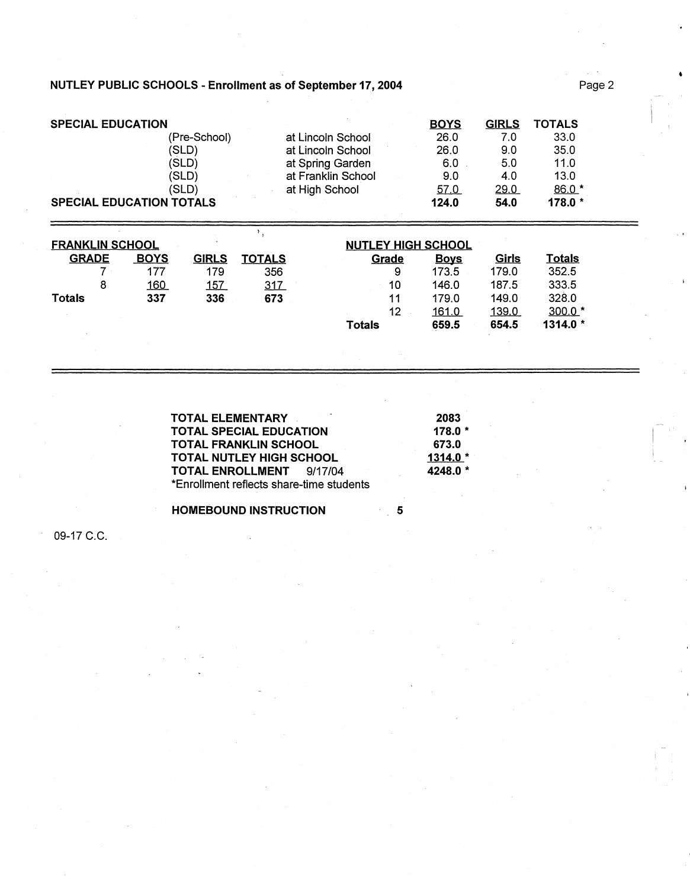NUTLEY PUBLIC SCHOOLS - Enrollment as of September 17, 2004

## SPECIAL EDUCATION

| | | BOYS | GIRLS | TOTALS |
|---|---|---|---|---|
| (Pre-School) | at Lincoln School | 26.0 | 7.0 | 33.0 |
| (SLD) | at Lincoln School | 26.0 | 9.0 | 35.0 |
| (SLD) | at Spring Garden | 6.0 | 5.0 | 11.0 |
| (SLD) | at Franklin School | 9.0 | 4.0 | 13.0 |
| (SLD) | at High School | 57.0 | 29.0 | 86.0 * |
| **SPECIAL EDUCATION TOTALS** | | **124.0** | **54.0** | **178.0 *** |

## FRANKLIN SCHOOL

| GRADE | BOYS | GIRLS | TOTALS |
|---|---|---|---|
| 7 | 177 | 179 | 356 |
| 8 | 160 | 157 | 317 |
| **Totals** | **337** | **336** | **673** |

## NUTLEY HIGH SCHOOL

| Grade | Boys | Girls | Totals |
|---|---|---|---|
| 9 | 173.5 | 179.0 | 352.5 |
| 10 | 146.0 | 187.5 | 333.5 |
| 11 | 179.0 | 149.0 | 328.0 |
| 12 | 161.0 | 139.0 | 300.0 * |
| **Totals** | **659.5** | **654.5** | **1314.0 *** |

| | |
|---|---|
| **TOTAL ELEMENTARY** | **2083** |
| **TOTAL SPECIAL EDUCATION** | **178.0 *** |
| **TOTAL FRANKLIN SCHOOL** | **673.0** |
| **TOTAL NUTLEY HIGH SCHOOL** | **1314.0 *** |
| **TOTAL ENROLLMENT** 9/17/04 | **4248.0 *** |

*Enrollment reflects share-time students

**HOMEBOUND INSTRUCTION** 5

09-17 C.C.